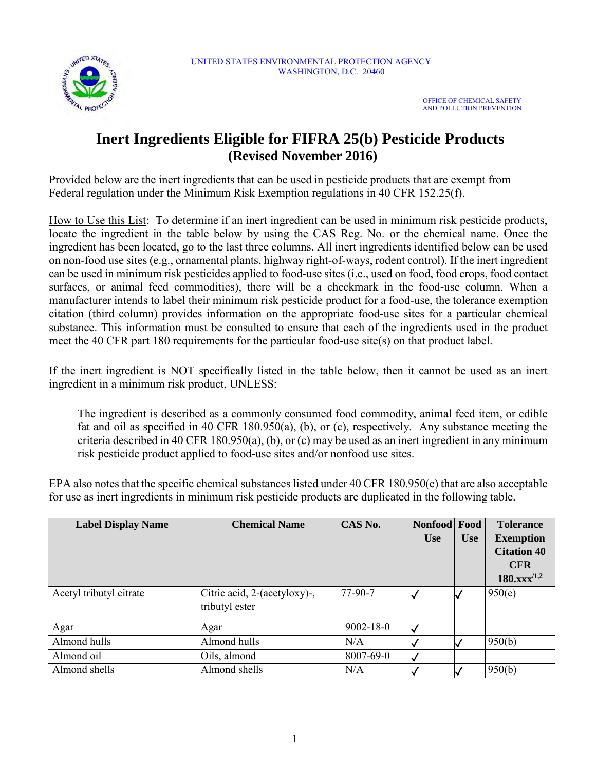UNITED STATES ENVIRONMENTAL PROTECTION AGENCY
WASHINGTON, D.C. 20460

OFFICE OF CHEMICAL SAFETY
AND POLLUTION PREVENTION

# Inert Ingredients Eligible for FIFRA 25(b) Pesticide Products
## (Revised November 2016)

Provided below are the inert ingredients that can be used in pesticide products that are exempt from Federal regulation under the Minimum Risk Exemption regulations in 40 CFR 152.25(f).

How to Use this List: To determine if an inert ingredient can be used in minimum risk pesticide products, locate the ingredient in the table below by using the CAS Reg. No. or the chemical name. Once the ingredient has been located, go to the last three columns. All inert ingredients identified below can be used on non-food use sites (e.g., ornamental plants, highway right-of-ways, rodent control). If the inert ingredient can be used in minimum risk pesticides applied to food-use sites (i.e., used on food, food crops, food contact surfaces, or animal feed commodities), there will be a checkmark in the food-use column. When a manufacturer intends to label their minimum risk pesticide product for a food-use, the tolerance exemption citation (third column) provides information on the appropriate food-use sites for a particular chemical substance. This information must be consulted to ensure that each of the ingredients used in the product meet the 40 CFR part 180 requirements for the particular food-use site(s) on that product label.

If the inert ingredient is NOT specifically listed in the table below, then it cannot be used as an inert ingredient in a minimum risk product, UNLESS:

> The ingredient is described as a commonly consumed food commodity, animal feed item, or edible fat and oil as specified in 40 CFR 180.950(a), (b), or (c), respectively. Any substance meeting the criteria described in 40 CFR 180.950(a), (b), or (c) may be used as an inert ingredient in any minimum risk pesticide product applied to food-use sites and/or nonfood use sites.

EPA also notes that the specific chemical substances listed under 40 CFR 180.950(e) that are also acceptable for use as inert ingredients in minimum risk pesticide products are duplicated in the following table.

| Label Display Name | Chemical Name | CAS No. | Nonfood Use | Food Use | Tolerance Exemption Citation 40 CFR 180.xxx[1,2] |
|---|---|---|---|---|---|
| Acetyl tributyl citrate | Citric acid, 2-(acetyloxy)-, tributyl ester | 77-90-7 | ✓ | ✓ | 950(e) |
| Agar | Agar | 9002-18-0 | ✓ | | |
| Almond hulls | Almond hulls | N/A | ✓ | ✓ | 950(b) |
| Almond oil | Oils, almond | 8007-69-0 | ✓ | | |
| Almond shells | Almond shells | N/A | ✓ | ✓ | 950(b) |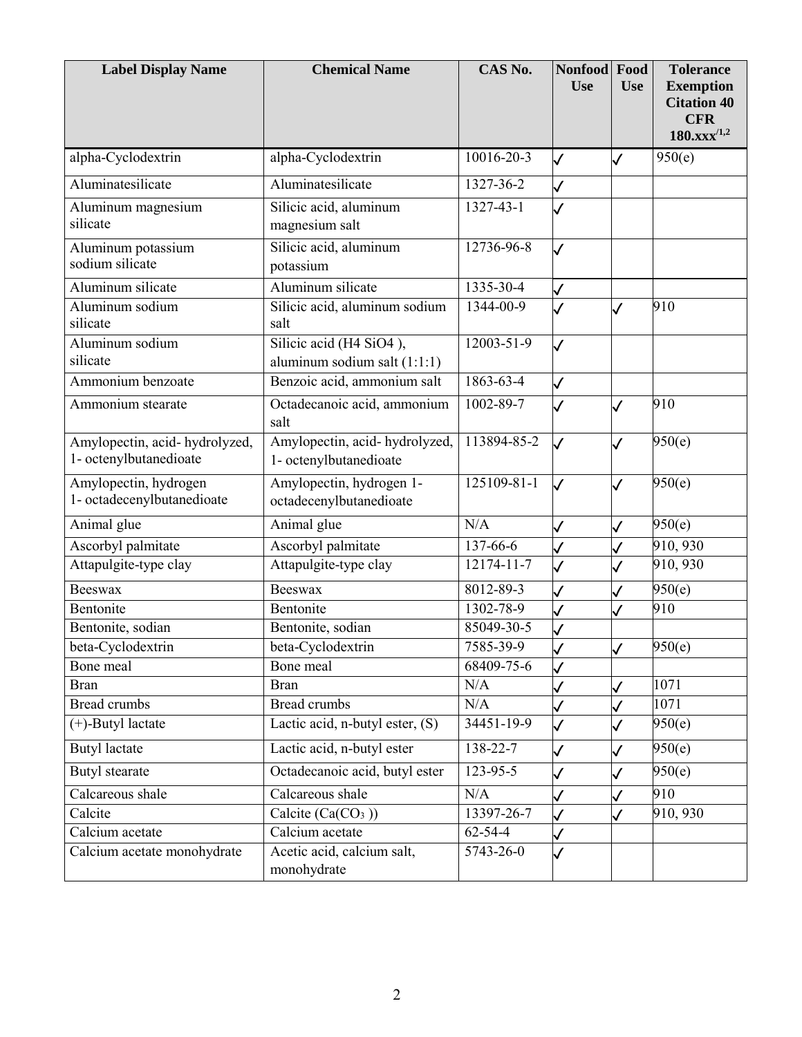| Label Display Name | Chemical Name | CAS No. | Nonfood Use | Food Use | Tolerance Exemption Citation 40 CFR 180.xxx[1,2] |
|---|---|---|---|---|---|
| alpha-Cyclodextrin | alpha-Cyclodextrin | 10016-20-3 | ✓ | ✓ | 950(e) |
| Aluminatesilicate | Aluminatesilicate | 1327-36-2 | ✓ | | |
| Aluminum magnesium silicate | Silicic acid, aluminum magnesium salt | 1327-43-1 | ✓ | | |
| Aluminum potassium sodium silicate | Silicic acid, aluminum potassium | 12736-96-8 | ✓ | | |
| Aluminum silicate | Aluminum silicate | 1335-30-4 | ✓ | | |
| Aluminum sodium silicate | Silicic acid, aluminum sodium salt | 1344-00-9 | ✓ | ✓ | 910 |
| Aluminum sodium silicate | Silicic acid ($H_4SiO_4$ ), aluminum sodium salt (1:1:1) | 12003-51-9 | ✓ | | |
| Ammonium benzoate | Benzoic acid, ammonium salt | 1863-63-4 | ✓ | | |
| Ammonium stearate | Octadecanoic acid, ammonium salt | 1002-89-7 | ✓ | ✓ | 910 |
| Amylopectin, acid- hydrolyzed, 1- octenylbutanedioate | Amylopectin, acid- hydrolyzed, 1- octenylbutanedioate | 113894-85-2 | ✓ | ✓ | 950(e) |
| Amylopectin, hydrogen 1- octadecenylbutanedioate | Amylopectin, hydrogen 1- octadecenylbutanedioate | 125109-81-1 | ✓ | ✓ | 950(e) |
| Animal glue | Animal glue | N/A | ✓ | ✓ | 950(e) |
| Ascorbyl palmitate | Ascorbyl palmitate | 137-66-6 | ✓ | ✓ | 910, 930 |
| Attapulgite-type clay | Attapulgite-type clay | 12174-11-7 | ✓ | ✓ | 910, 930 |
| Beeswax | Beeswax | 8012-89-3 | ✓ | ✓ | 950(e) |
| Bentonite | Bentonite | 1302-78-9 | ✓ | ✓ | 910 |
| Bentonite, sodian | Bentonite, sodian | 85049-30-5 | ✓ | | |
| beta-Cyclodextrin | beta-Cyclodextrin | 7585-39-9 | ✓ | ✓ | 950(e) |
| Bone meal | Bone meal | 68409-75-6 | ✓ | | |
| Bran | Bran | N/A | ✓ | ✓ | 1071 |
| Bread crumbs | Bread crumbs | N/A | ✓ | ✓ | 1071 |
| (+)-Butyl lactate | Lactic acid, n-butyl ester, (S) | 34451-19-9 | ✓ | ✓ | 950(e) |
| Butyl lactate | Lactic acid, n-butyl ester | 138-22-7 | ✓ | ✓ | 950(e) |
| Butyl stearate | Octadecanoic acid, butyl ester | 123-95-5 | ✓ | ✓ | 950(e) |
| Calcareous shale | Calcareous shale | N/A | ✓ | ✓ | 910 |
| Calcite | Calcite ($Ca(CO_3)$) | 13397-26-7 | ✓ | ✓ | 910, 930 |
| Calcium acetate | Calcium acetate | 62-54-4 | ✓ | | |
| Calcium acetate monohydrate | Acetic acid, calcium salt, monohydrate | 5743-26-0 | ✓ | | |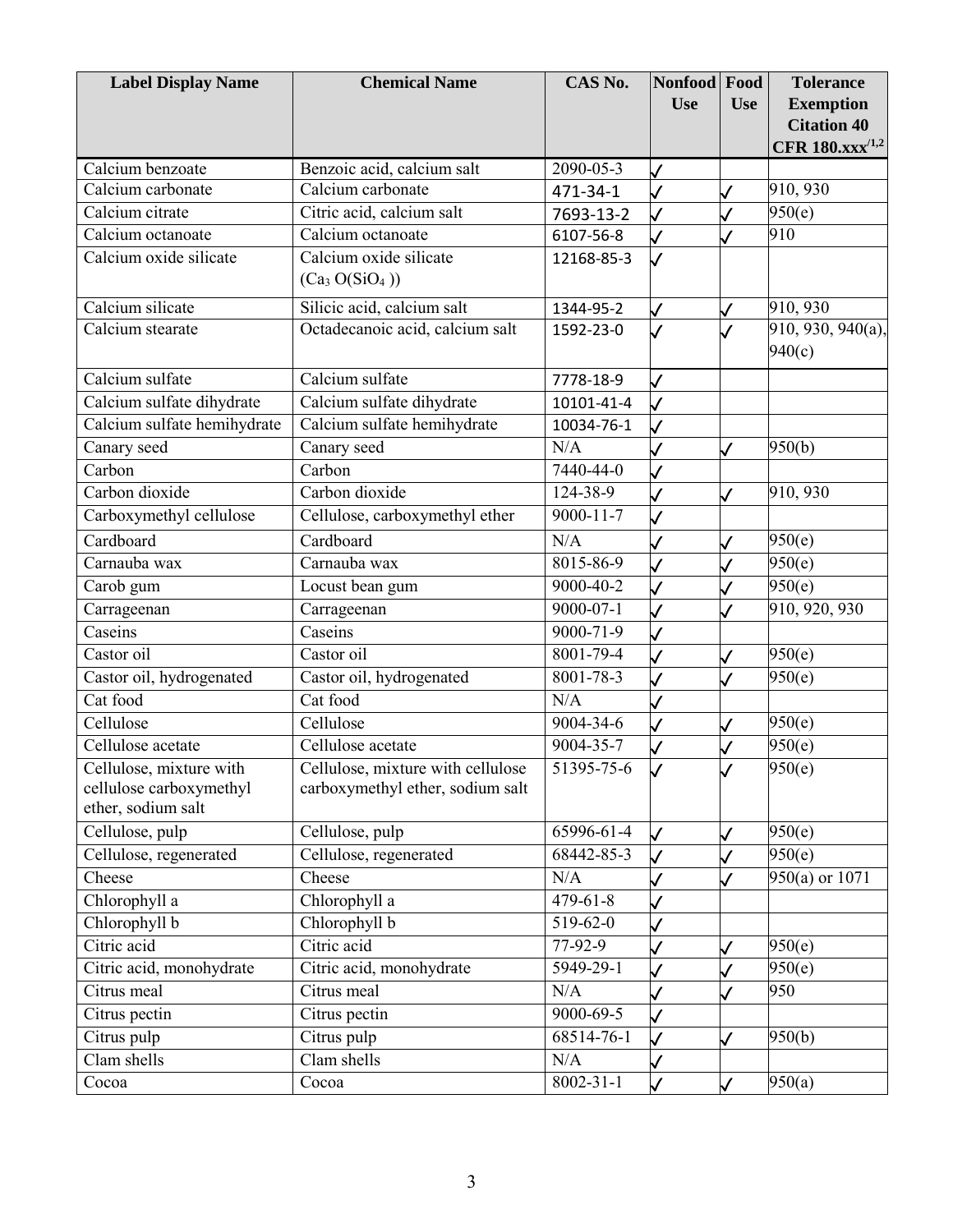| Label Display Name | Chemical Name | CAS No. | Nonfood Use | Food Use | Tolerance Exemption Citation 40 CFR 180.xxx[1,2] |
|---|---|---|---|---|---|
| Calcium benzoate | Benzoic acid, calcium salt | 2090-05-3 | ✓ | | |
| Calcium carbonate | Calcium carbonate | 471-34-1 | ✓ | ✓ | 910, 930 |
| Calcium citrate | Citric acid, calcium salt | 7693-13-2 | ✓ | ✓ | 950(e) |
| Calcium octanoate | Calcium octanoate | 6107-56-8 | ✓ | ✓ | 910 |
| Calcium oxide silicate | Calcium oxide silicate ($Ca_3 O(SiO_4)$) | 12168-85-3 | ✓ | | |
| Calcium silicate | Silicic acid, calcium salt | 1344-95-2 | ✓ | ✓ | 910, 930 |
| Calcium stearate | Octadecanoic acid, calcium salt | 1592-23-0 | ✓ | ✓ | 910, 930, 940(a), 940(c) |
| Calcium sulfate | Calcium sulfate | 7778-18-9 | ✓ | | |
| Calcium sulfate dihydrate | Calcium sulfate dihydrate | 10101-41-4 | ✓ | | |
| Calcium sulfate hemihydrate | Calcium sulfate hemihydrate | 10034-76-1 | ✓ | | |
| Canary seed | Canary seed | N/A | ✓ | ✓ | 950(b) |
| Carbon | Carbon | 7440-44-0 | ✓ | | |
| Carbon dioxide | Carbon dioxide | 124-38-9 | ✓ | ✓ | 910, 930 |
| Carboxymethyl cellulose | Cellulose, carboxymethyl ether | 9000-11-7 | ✓ | | |
| Cardboard | Cardboard | N/A | ✓ | ✓ | 950(e) |
| Carnauba wax | Carnauba wax | 8015-86-9 | ✓ | ✓ | 950(e) |
| Carob gum | Locust bean gum | 9000-40-2 | ✓ | ✓ | 950(e) |
| Carrageenan | Carrageenan | 9000-07-1 | ✓ | ✓ | 910, 920, 930 |
| Caseins | Caseins | 9000-71-9 | ✓ | | |
| Castor oil | Castor oil | 8001-79-4 | ✓ | ✓ | 950(e) |
| Castor oil, hydrogenated | Castor oil, hydrogenated | 8001-78-3 | ✓ | ✓ | 950(e) |
| Cat food | Cat food | N/A | ✓ | | |
| Cellulose | Cellulose | 9004-34-6 | ✓ | ✓ | 950(e) |
| Cellulose acetate | Cellulose acetate | 9004-35-7 | ✓ | ✓ | 950(e) |
| Cellulose, mixture with cellulose carboxymethyl ether, sodium salt | Cellulose, mixture with cellulose carboxymethyl ether, sodium salt | 51395-75-6 | ✓ | ✓ | 950(e) |
| Cellulose, pulp | Cellulose, pulp | 65996-61-4 | ✓ | ✓ | 950(e) |
| Cellulose, regenerated | Cellulose, regenerated | 68442-85-3 | ✓ | ✓ | 950(e) |
| Cheese | Cheese | N/A | ✓ | ✓ | 950(a) or 1071 |
| Chlorophyll a | Chlorophyll a | 479-61-8 | ✓ | | |
| Chlorophyll b | Chlorophyll b | 519-62-0 | ✓ | | |
| Citric acid | Citric acid | 77-92-9 | ✓ | ✓ | 950(e) |
| Citric acid, monohydrate | Citric acid, monohydrate | 5949-29-1 | ✓ | ✓ | 950(e) |
| Citrus meal | Citrus meal | N/A | ✓ | ✓ | 950 |
| Citrus pectin | Citrus pectin | 9000-69-5 | ✓ | | |
| Citrus pulp | Citrus pulp | 68514-76-1 | ✓ | ✓ | 950(b) |
| Clam shells | Clam shells | N/A | ✓ | | |
| Cocoa | Cocoa | 8002-31-1 | ✓ | ✓ | 950(a) |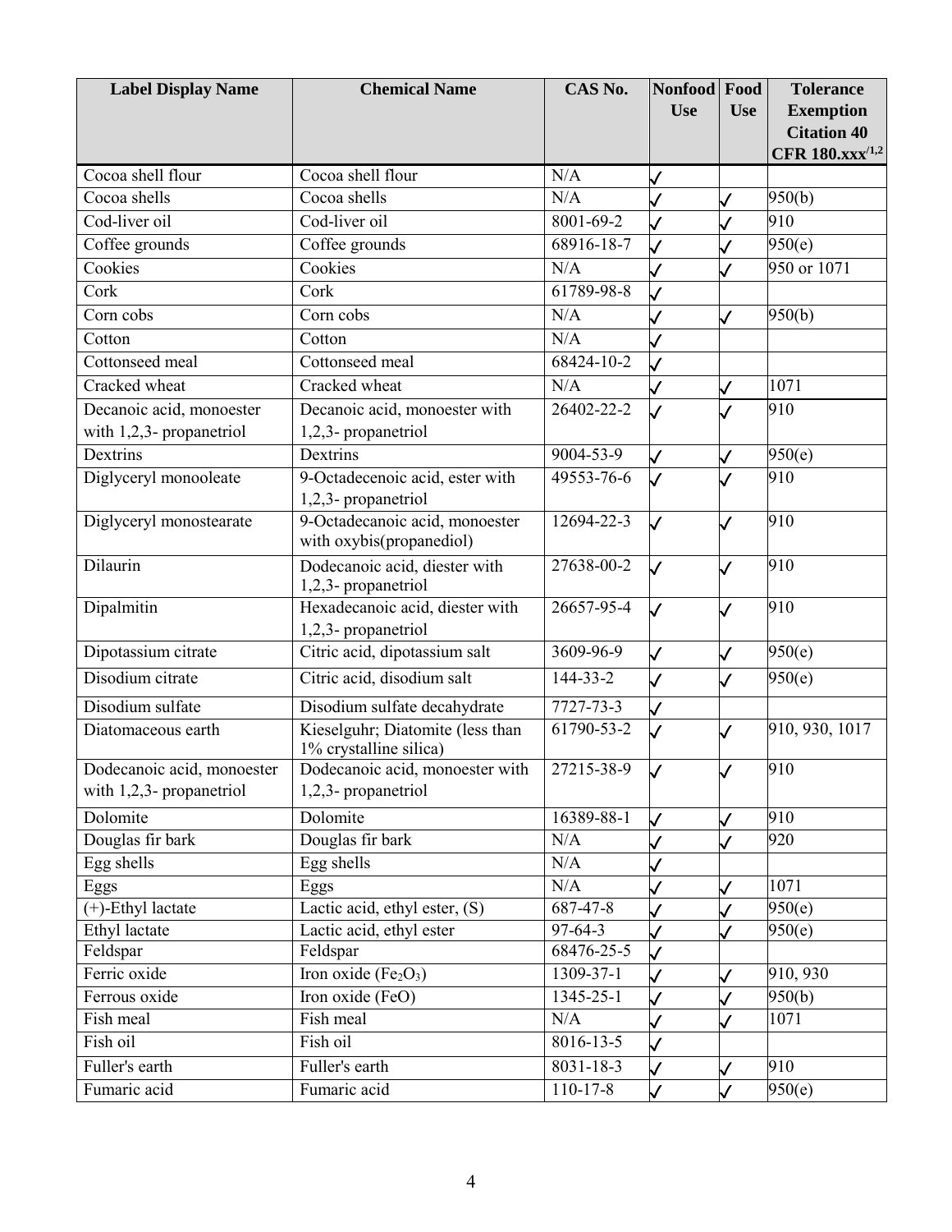| Label Display Name | Chemical Name | CAS No. | Nonfood Use | Food Use | Tolerance Exemption Citation 40 CFR 180.xxx[1,2] |
|---|---|---|---|---|---|
| Cocoa shell flour | Cocoa shell flour | N/A | ✓ | | |
| Cocoa shells | Cocoa shells | N/A | ✓ | ✓ | 950(b) |
| Cod-liver oil | Cod-liver oil | 8001-69-2 | ✓ | ✓ | 910 |
| Coffee grounds | Coffee grounds | 68916-18-7 | ✓ | ✓ | 950(e) |
| Cookies | Cookies | N/A | ✓ | ✓ | 950 or 1071 |
| Cork | Cork | 61789-98-8 | ✓ | | |
| Corn cobs | Corn cobs | N/A | ✓ | ✓ | 950(b) |
| Cotton | Cotton | N/A | ✓ | | |
| Cottonseed meal | Cottonseed meal | 68424-10-2 | ✓ | | |
| Cracked wheat | Cracked wheat | N/A | ✓ | ✓ | 1071 |
| Decanoic acid, monoester with 1,2,3- propanetriol | Decanoic acid, monoester with 1,2,3- propanetriol | 26402-22-2 | ✓ | ✓ | 910 |
| Dextrins | Dextrins | 9004-53-9 | ✓ | ✓ | 950(e) |
| Diglyceryl monooleate | 9-Octadecenoic acid, ester with 1,2,3- propanetriol | 49553-76-6 | ✓ | ✓ | 910 |
| Diglyceryl monostearate | 9-Octadecanoic acid, monoester with oxybis(propanediol) | 12694-22-3 | ✓ | ✓ | 910 |
| Dilaurin | Dodecanoic acid, diester with 1,2,3- propanetriol | 27638-00-2 | ✓ | ✓ | 910 |
| Dipalmitin | Hexadecanoic acid, diester with 1,2,3- propanetriol | 26657-95-4 | ✓ | ✓ | 910 |
| Dipotassium citrate | Citric acid, dipotassium salt | 3609-96-9 | ✓ | ✓ | 950(e) |
| Disodium citrate | Citric acid, disodium salt | 144-33-2 | ✓ | ✓ | 950(e) |
| Disodium sulfate | Disodium sulfate decahydrate | 7727-73-3 | ✓ | | |
| Diatomaceous earth | Kieselguhr; Diatomite (less than 1% crystalline silica) | 61790-53-2 | ✓ | ✓ | 910, 930, 1017 |
| Dodecanoic acid, monoester with 1,2,3- propanetriol | Dodecanoic acid, monoester with 1,2,3- propanetriol | 27215-38-9 | ✓ | ✓ | 910 |
| Dolomite | Dolomite | 16389-88-1 | ✓ | ✓ | 910 |
| Douglas fir bark | Douglas fir bark | N/A | ✓ | ✓ | 920 |
| Egg shells | Egg shells | N/A | ✓ | | |
| Eggs | Eggs | N/A | ✓ | ✓ | 1071 |
| (+)-Ethyl lactate | Lactic acid, ethyl ester, (S) | 687-47-8 | ✓ | ✓ | 950(e) |
| Ethyl lactate | Lactic acid, ethyl ester | 97-64-3 | ✓ | ✓ | 950(e) |
| Feldspar | Feldspar | 68476-25-5 | ✓ | | |
| Ferric oxide | Iron oxide ($Fe_2O_3$) | 1309-37-1 | ✓ | ✓ | 910, 930 |
| Ferrous oxide | Iron oxide (FeO) | 1345-25-1 | ✓ | ✓ | 950(b) |
| Fish meal | Fish meal | N/A | ✓ | ✓ | 1071 |
| Fish oil | Fish oil | 8016-13-5 | ✓ | | |
| Fuller's earth | Fuller's earth | 8031-18-3 | ✓ | ✓ | 910 |
| Fumaric acid | Fumaric acid | 110-17-8 | ✓ | ✓ | 950(e) |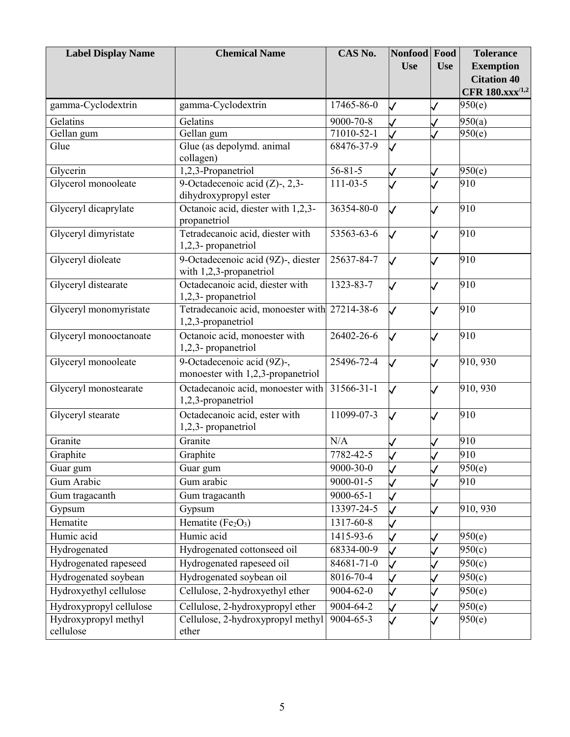| Label Display Name | Chemical Name | CAS No. | Nonfood Use | Food Use | Tolerance Exemption Citation 40 CFR 180.xxx[1,2] |
|---|---|---|---|---|---|
| gamma-Cyclodextrin | gamma-Cyclodextrin | 17465-86-0 | ✓ | ✓ | 950(e) |
| Gelatins | Gelatins | 9000-70-8 | ✓ | ✓ | 950(a) |
| Gellan gum | Gellan gum | 71010-52-1 | ✓ | ✓ | 950(e) |
| Glue | Glue (as depolymd. animal collagen) | 68476-37-9 | ✓ | | |
| Glycerin | 1,2,3-Propanetriol | 56-81-5 | ✓ | ✓ | 950(e) |
| Glycerol monooleate | 9-Octadecenoic acid (Z)-, 2,3-dihydroxypropyl ester | 111-03-5 | ✓ | ✓ | 910 |
| Glyceryl dicaprylate | Octanoic acid, diester with 1,2,3-propanetriol | 36354-80-0 | ✓ | ✓ | 910 |
| Glyceryl dimyristate | Tetradecanoic acid, diester with 1,2,3- propanetriol | 53563-63-6 | ✓ | ✓ | 910 |
| Glyceryl dioleate | 9-Octadecenoic acid (9Z)-, diester with 1,2,3-propanetriol | 25637-84-7 | ✓ | ✓ | 910 |
| Glyceryl distearate | Octadecanoic acid, diester with 1,2,3- propanetriol | 1323-83-7 | ✓ | ✓ | 910 |
| Glyceryl monomyristate | Tetradecanoic acid, monoester with 1,2,3-propanetriol | 27214-38-6 | ✓ | ✓ | 910 |
| Glyceryl monooctanoate | Octanoic acid, monoester with 1,2,3- propanetriol | 26402-26-6 | ✓ | ✓ | 910 |
| Glyceryl monooleate | 9-Octadecenoic acid (9Z)-, monoester with 1,2,3-propanetriol | 25496-72-4 | ✓ | ✓ | 910, 930 |
| Glyceryl monostearate | Octadecanoic acid, monoester with 1,2,3-propanetriol | 31566-31-1 | ✓ | ✓ | 910, 930 |
| Glyceryl stearate | Octadecanoic acid, ester with 1,2,3- propanetriol | 11099-07-3 | ✓ | ✓ | 910 |
| Granite | Granite | N/A | ✓ | ✓ | 910 |
| Graphite | Graphite | 7782-42-5 | ✓ | ✓ | 910 |
| Guar gum | Guar gum | 9000-30-0 | ✓ | ✓ | 950(e) |
| Gum Arabic | Gum arabic | 9000-01-5 | ✓ | ✓ | 910 |
| Gum tragacanth | Gum tragacanth | 9000-65-1 | ✓ | | |
| Gypsum | Gypsum | 13397-24-5 | ✓ | ✓ | 910, 930 |
| Hematite | Hematite ($Fe_2O_3$) | 1317-60-8 | ✓ | | |
| Humic acid | Humic acid | 1415-93-6 | ✓ | ✓ | 950(e) |
| Hydrogenated | Hydrogenated cottonseed oil | 68334-00-9 | ✓ | ✓ | 950(c) |
| Hydrogenated rapeseed | Hydrogenated rapeseed oil | 84681-71-0 | ✓ | ✓ | 950(c) |
| Hydrogenated soybean | Hydrogenated soybean oil | 8016-70-4 | ✓ | ✓ | 950(c) |
| Hydroxyethyl cellulose | Cellulose, 2-hydroxyethyl ether | 9004-62-0 | ✓ | ✓ | 950(e) |
| Hydroxypropyl cellulose | Cellulose, 2-hydroxypropyl ether | 9004-64-2 | ✓ | ✓ | 950(e) |
| Hydroxypropyl methyl cellulose | Cellulose, 2-hydroxypropyl methyl ether | 9004-65-3 | ✓ | ✓ | 950(e) |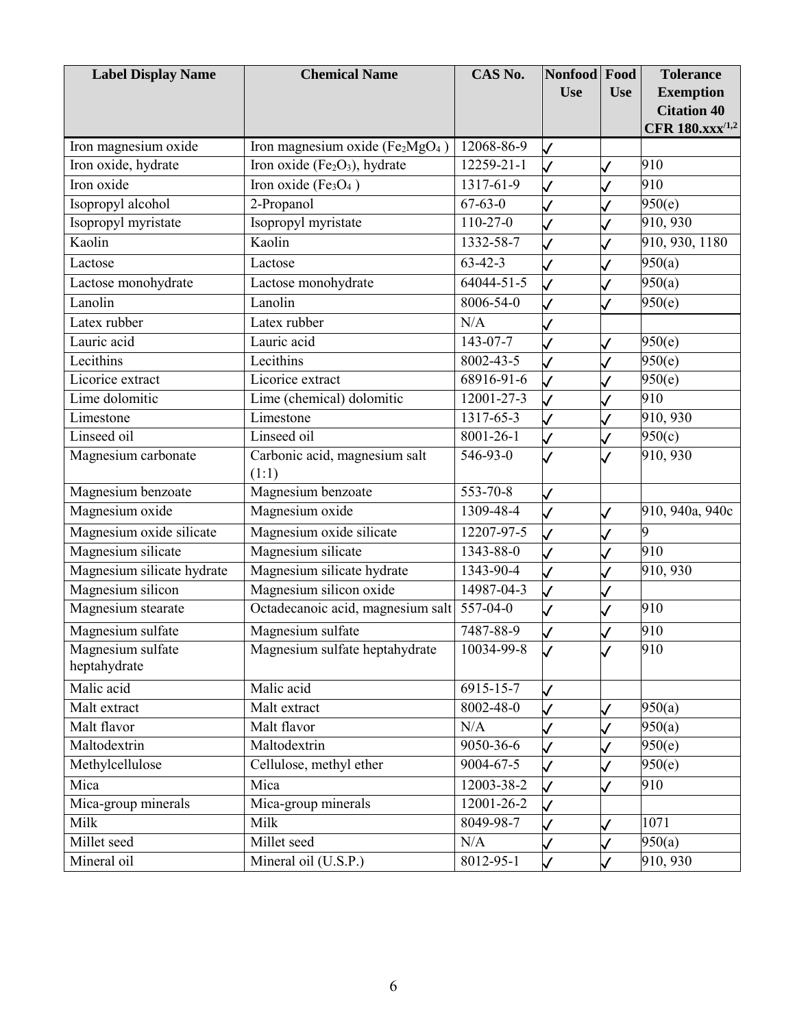| Label Display Name | Chemical Name | CAS No. | Nonfood Use | Food Use | Tolerance Exemption Citation 40 CFR 180.xxx[1,2] |
|---|---|---|---|---|---|
| Iron magnesium oxide | Iron magnesium oxide ($Fe_2MgO_4$) | 12068-86-9 | ✓ | | |
| Iron oxide, hydrate | Iron oxide ($Fe_2O_3$), hydrate | 12259-21-1 | ✓ | ✓ | 910 |
| Iron oxide | Iron oxide ($Fe_3O_4$) | 1317-61-9 | ✓ | ✓ | 910 |
| Isopropyl alcohol | 2-Propanol | 67-63-0 | ✓ | ✓ | 950(e) |
| Isopropyl myristate | Isopropyl myristate | 110-27-0 | ✓ | ✓ | 910, 930 |
| Kaolin | Kaolin | 1332-58-7 | ✓ | ✓ | 910, 930, 1180 |
| Lactose | Lactose | 63-42-3 | ✓ | ✓ | 950(a) |
| Lactose monohydrate | Lactose monohydrate | 64044-51-5 | ✓ | ✓ | 950(a) |
| Lanolin | Lanolin | 8006-54-0 | ✓ | ✓ | 950(e) |
| Latex rubber | Latex rubber | N/A | ✓ | | |
| Lauric acid | Lauric acid | 143-07-7 | ✓ | ✓ | 950(e) |
| Lecithins | Lecithins | 8002-43-5 | ✓ | ✓ | 950(e) |
| Licorice extract | Licorice extract | 68916-91-6 | ✓ | ✓ | 950(e) |
| Lime dolomitic | Lime (chemical) dolomitic | 12001-27-3 | ✓ | ✓ | 910 |
| Limestone | Limestone | 1317-65-3 | ✓ | ✓ | 910, 930 |
| Linseed oil | Linseed oil | 8001-26-1 | ✓ | ✓ | 950(c) |
| Magnesium carbonate | Carbonic acid, magnesium salt (1:1) | 546-93-0 | ✓ | ✓ | 910, 930 |
| Magnesium benzoate | Magnesium benzoate | 553-70-8 | ✓ | | |
| Magnesium oxide | Magnesium oxide | 1309-48-4 | ✓ | ✓ | 910, 940a, 940c |
| Magnesium oxide silicate | Magnesium oxide silicate | 12207-97-5 | ✓ | ✓ | 9 |
| Magnesium silicate | Magnesium silicate | 1343-88-0 | ✓ | ✓ | 910 |
| Magnesium silicate hydrate | Magnesium silicate hydrate | 1343-90-4 | ✓ | ✓ | 910, 930 |
| Magnesium silicon | Magnesium silicon oxide | 14987-04-3 | ✓ | ✓ | |
| Magnesium stearate | Octadecanoic acid, magnesium salt | 557-04-0 | ✓ | ✓ | 910 |
| Magnesium sulfate | Magnesium sulfate | 7487-88-9 | ✓ | ✓ | 910 |
| Magnesium sulfate heptahydrate | Magnesium sulfate heptahydrate | 10034-99-8 | ✓ | ✓ | 910 |
| Malic acid | Malic acid | 6915-15-7 | ✓ | | |
| Malt extract | Malt extract | 8002-48-0 | ✓ | ✓ | 950(a) |
| Malt flavor | Malt flavor | N/A | ✓ | ✓ | 950(a) |
| Maltodextrin | Maltodextrin | 9050-36-6 | ✓ | ✓ | 950(e) |
| Methylcellulose | Cellulose, methyl ether | 9004-67-5 | ✓ | ✓ | 950(e) |
| Mica | Mica | 12003-38-2 | ✓ | ✓ | 910 |
| Mica-group minerals | Mica-group minerals | 12001-26-2 | ✓ | | |
| Milk | Milk | 8049-98-7 | ✓ | ✓ | 1071 |
| Millet seed | Millet seed | N/A | ✓ | ✓ | 950(a) |
| Mineral oil | Mineral oil (U.S.P.) | 8012-95-1 | ✓ | ✓ | 910, 930 |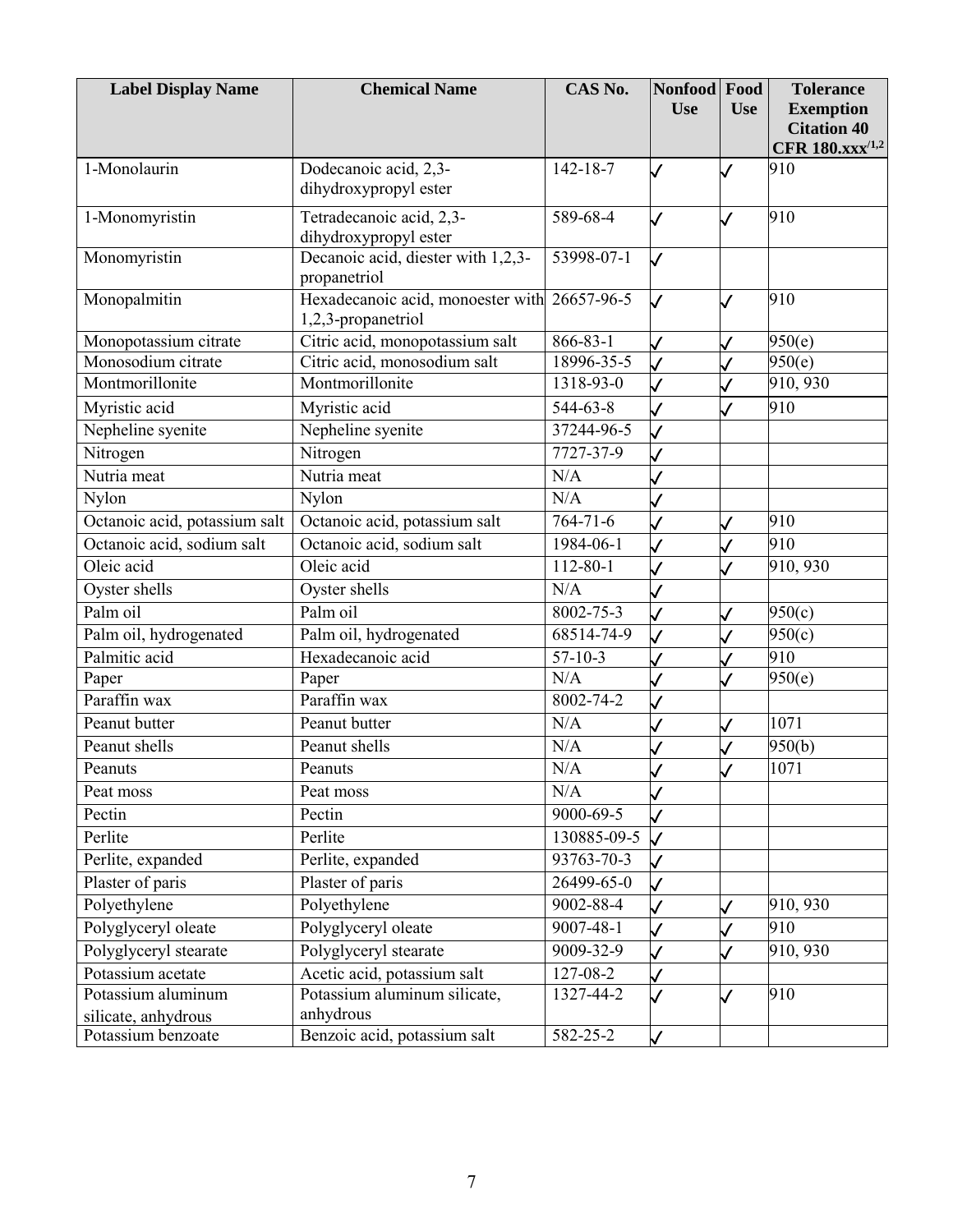| Label Display Name | Chemical Name | CAS No. | Nonfood Use | Food Use | Tolerance Exemption Citation 40 CFR 180.xxx[1,2] |
|---|---|---|---|---|---|
| 1-Monolaurin | Dodecanoic acid, 2,3-dihydroxypropyl ester | 142-18-7 | ✓ | ✓ | 910 |
| 1-Monomyristin | Tetradecanoic acid, 2,3-dihydroxypropyl ester | 589-68-4 | ✓ | ✓ | 910 |
| Monomyristin | Decanoic acid, diester with 1,2,3-propanetriol | 53998-07-1 | ✓ | | |
| Monopalmitin | Hexadecanoic acid, monoester with 1,2,3-propanetriol | 26657-96-5 | ✓ | ✓ | 910 |
| Monopotassium citrate | Citric acid, monopotassium salt | 866-83-1 | ✓ | ✓ | 950(e) |
| Monosodium citrate | Citric acid, monosodium salt | 18996-35-5 | ✓ | ✓ | 950(e) |
| Montmorillonite | Montmorillonite | 1318-93-0 | ✓ | ✓ | 910, 930 |
| Myristic acid | Myristic acid | 544-63-8 | ✓ | ✓ | 910 |
| Nepheline syenite | Nepheline syenite | 37244-96-5 | ✓ | | |
| Nitrogen | Nitrogen | 7727-37-9 | ✓ | | |
| Nutria meat | Nutria meat | N/A | ✓ | | |
| Nylon | Nylon | N/A | ✓ | | |
| Octanoic acid, potassium salt | Octanoic acid, potassium salt | 764-71-6 | ✓ | ✓ | 910 |
| Octanoic acid, sodium salt | Octanoic acid, sodium salt | 1984-06-1 | ✓ | ✓ | 910 |
| Oleic acid | Oleic acid | 112-80-1 | ✓ | ✓ | 910, 930 |
| Oyster shells | Oyster shells | N/A | ✓ | | |
| Palm oil | Palm oil | 8002-75-3 | ✓ | ✓ | 950(c) |
| Palm oil, hydrogenated | Palm oil, hydrogenated | 68514-74-9 | ✓ | ✓ | 950(c) |
| Palmitic acid | Hexadecanoic acid | 57-10-3 | ✓ | ✓ | 910 |
| Paper | Paper | N/A | ✓ | ✓ | 950(e) |
| Paraffin wax | Paraffin wax | 8002-74-2 | ✓ | | |
| Peanut butter | Peanut butter | N/A | ✓ | ✓ | 1071 |
| Peanut shells | Peanut shells | N/A | ✓ | ✓ | 950(b) |
| Peanuts | Peanuts | N/A | ✓ | ✓ | 1071 |
| Peat moss | Peat moss | N/A | ✓ | | |
| Pectin | Pectin | 9000-69-5 | ✓ | | |
| Perlite | Perlite | 130885-09-5 | ✓ | | |
| Perlite, expanded | Perlite, expanded | 93763-70-3 | ✓ | | |
| Plaster of paris | Plaster of paris | 26499-65-0 | ✓ | | |
| Polyethylene | Polyethylene | 9002-88-4 | ✓ | ✓ | 910, 930 |
| Polyglyceryl oleate | Polyglyceryl oleate | 9007-48-1 | ✓ | ✓ | 910 |
| Polyglyceryl stearate | Polyglyceryl stearate | 9009-32-9 | ✓ | ✓ | 910, 930 |
| Potassium acetate | Acetic acid, potassium salt | 127-08-2 | ✓ | | |
| Potassium aluminum silicate, anhydrous | Potassium aluminum silicate, anhydrous | 1327-44-2 | ✓ | ✓ | 910 |
| Potassium benzoate | Benzoic acid, potassium salt | 582-25-2 | ✓ | | |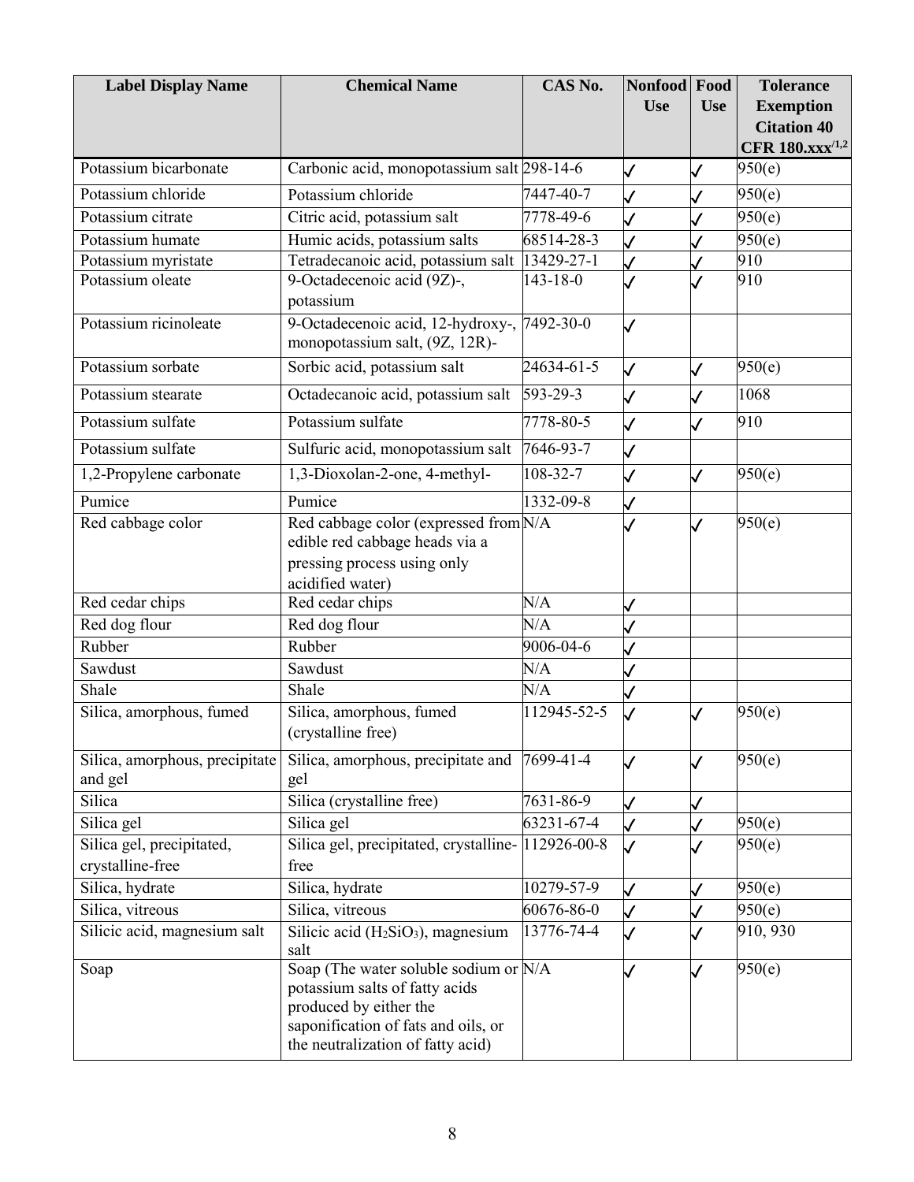| Label Display Name | Chemical Name | CAS No. | Nonfood Use | Food Use | Tolerance Exemption Citation 40 CFR 180.xxx[1,2] |
|---|---|---|---|---|---|
| Potassium bicarbonate | Carbonic acid, monopotassium salt | 298-14-6 | ✓ | ✓ | 950(e) |
| Potassium chloride | Potassium chloride | 7447-40-7 | ✓ | ✓ | 950(e) |
| Potassium citrate | Citric acid, potassium salt | 7778-49-6 | ✓ | ✓ | 950(e) |
| Potassium humate | Humic acids, potassium salts | 68514-28-3 | ✓ | ✓ | 950(e) |
| Potassium myristate | Tetradecanoic acid, potassium salt | 13429-27-1 | ✓ | ✓ | 910 |
| Potassium oleate | 9-Octadecenoic acid (9Z)-, potassium | 143-18-0 | ✓ | ✓ | 910 |
| Potassium ricinoleate | 9-Octadecenoic acid, 12-hydroxy-, monopotassium salt, (9Z, 12R)- | 7492-30-0 | ✓ | | |
| Potassium sorbate | Sorbic acid, potassium salt | 24634-61-5 | ✓ | ✓ | 950(e) |
| Potassium stearate | Octadecanoic acid, potassium salt | 593-29-3 | ✓ | ✓ | 1068 |
| Potassium sulfate | Potassium sulfate | 7778-80-5 | ✓ | ✓ | 910 |
| Potassium sulfate | Sulfuric acid, monopotassium salt | 7646-93-7 | ✓ | | |
| 1,2-Propylene carbonate | 1,3-Dioxolan-2-one, 4-methyl- | 108-32-7 | ✓ | ✓ | 950(e) |
| Pumice | Pumice | 1332-09-8 | ✓ | | |
| Red cabbage color | Red cabbage color (expressed from edible red cabbage heads via a pressing process using only acidified water) | N/A | ✓ | ✓ | 950(e) |
| Red cedar chips | Red cedar chips | N/A | ✓ | | |
| Red dog flour | Red dog flour | N/A | ✓ | | |
| Rubber | Rubber | 9006-04-6 | ✓ | | |
| Sawdust | Sawdust | N/A | ✓ | | |
| Shale | Shale | N/A | ✓ | | |
| Silica, amorphous, fumed | Silica, amorphous, fumed (crystalline free) | 112945-52-5 | ✓ | ✓ | 950(e) |
| Silica, amorphous, precipitate and gel | Silica, amorphous, precipitate and gel | 7699-41-4 | ✓ | ✓ | 950(e) |
| Silica | Silica (crystalline free) | 7631-86-9 | ✓ | ✓ | |
| Silica gel | Silica gel | 63231-67-4 | ✓ | ✓ | 950(e) |
| Silica gel, precipitated, crystalline-free | Silica gel, precipitated, crystalline-free | 112926-00-8 | ✓ | ✓ | 950(e) |
| Silica, hydrate | Silica, hydrate | 10279-57-9 | ✓ | ✓ | 950(e) |
| Silica, vitreous | Silica, vitreous | 60676-86-0 | ✓ | ✓ | 950(e) |
| Silicic acid, magnesium salt | Silicic acid ($H_2SiO_3$), magnesium salt | 13776-74-4 | ✓ | ✓ | 910, 930 |
| Soap | Soap (The water soluble sodium or potassium salts of fatty acids produced by either the saponification of fats and oils, or the neutralization of fatty acid) | N/A | ✓ | ✓ | 950(e) |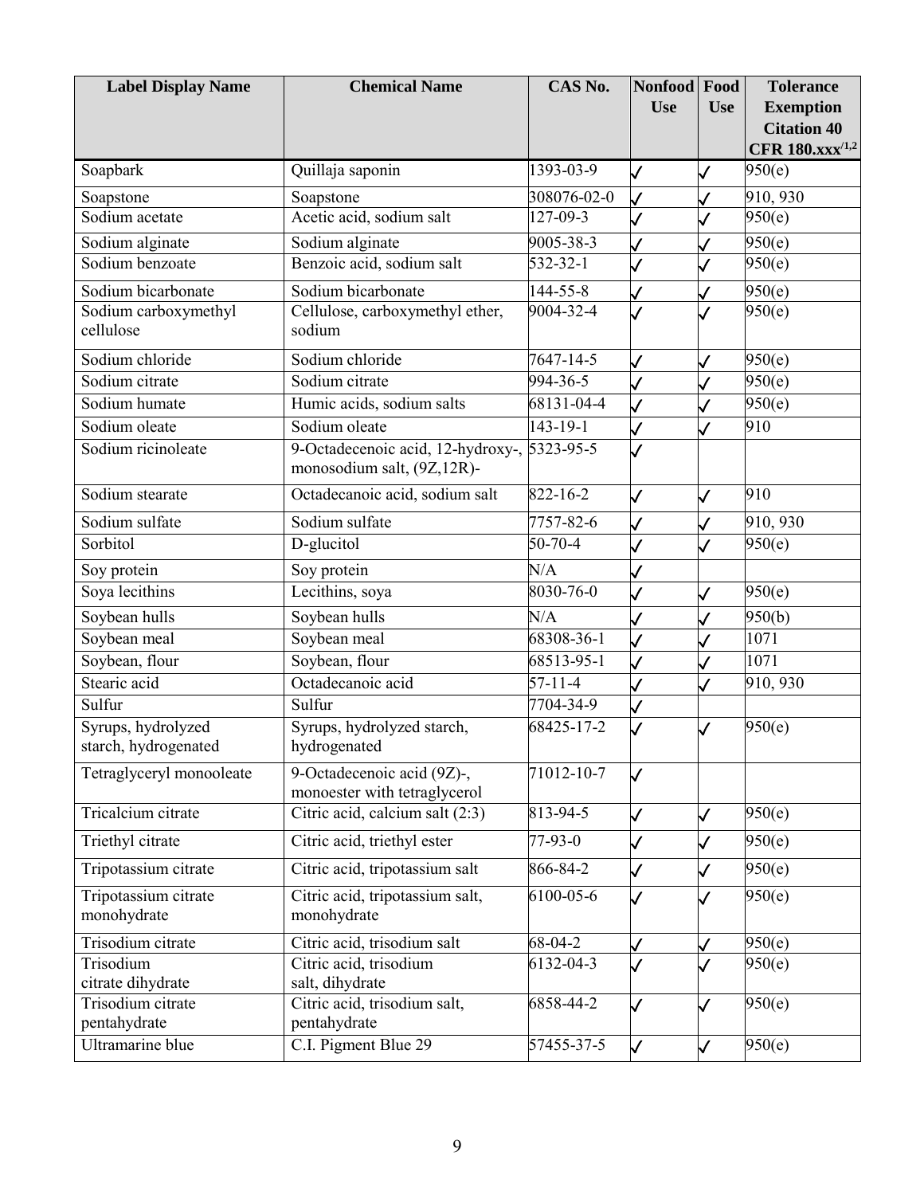| Label Display Name | Chemical Name | CAS No. | Nonfood Use | Food Use | Tolerance Exemption Citation 40 CFR 180.xxx[1,2] |
|---|---|---|---|---|---|
| Soapbark | Quillaja saponin | 1393-03-9 | ✓ | ✓ | 950(e) |
| Soapstone | Soapstone | 308076-02-0 | ✓ | ✓ | 910, 930 |
| Sodium acetate | Acetic acid, sodium salt | 127-09-3 | ✓ | ✓ | 950(e) |
| Sodium alginate | Sodium alginate | 9005-38-3 | ✓ | ✓ | 950(e) |
| Sodium benzoate | Benzoic acid, sodium salt | 532-32-1 | ✓ | ✓ | 950(e) |
| Sodium bicarbonate | Sodium bicarbonate | 144-55-8 | ✓ | ✓ | 950(e) |
| Sodium carboxymethyl cellulose | Cellulose, carboxymethyl ether, sodium | 9004-32-4 | ✓ | ✓ | 950(e) |
| Sodium chloride | Sodium chloride | 7647-14-5 | ✓ | ✓ | 950(e) |
| Sodium citrate | Sodium citrate | 994-36-5 | ✓ | ✓ | 950(e) |
| Sodium humate | Humic acids, sodium salts | 68131-04-4 | ✓ | ✓ | 950(e) |
| Sodium oleate | Sodium oleate | 143-19-1 | ✓ | ✓ | 910 |
| Sodium ricinoleate | 9-Octadecenoic acid, 12-hydroxy-, monosodium salt, (9Z,12R)- | 5323-95-5 | ✓ | | |
| Sodium stearate | Octadecanoic acid, sodium salt | 822-16-2 | ✓ | ✓ | 910 |
| Sodium sulfate | Sodium sulfate | 7757-82-6 | ✓ | ✓ | 910, 930 |
| Sorbitol | D-glucitol | 50-70-4 | ✓ | ✓ | 950(e) |
| Soy protein | Soy protein | N/A | ✓ | | |
| Soya lecithins | Lecithins, soya | 8030-76-0 | ✓ | ✓ | 950(e) |
| Soybean hulls | Soybean hulls | N/A | ✓ | ✓ | 950(b) |
| Soybean meal | Soybean meal | 68308-36-1 | ✓ | ✓ | 1071 |
| Soybean, flour | Soybean, flour | 68513-95-1 | ✓ | ✓ | 1071 |
| Stearic acid | Octadecanoic acid | 57-11-4 | ✓ | ✓ | 910, 930 |
| Sulfur | Sulfur | 7704-34-9 | ✓ | | |
| Syrups, hydrolyzed starch, hydrogenated | Syrups, hydrolyzed starch, hydrogenated | 68425-17-2 | ✓ | ✓ | 950(e) |
| Tetraglyceryl monooleate | 9-Octadecenoic acid (9Z)-, monoester with tetraglycerol | 71012-10-7 | ✓ | | |
| Tricalcium citrate | Citric acid, calcium salt (2:3) | 813-94-5 | ✓ | ✓ | 950(e) |
| Triethyl citrate | Citric acid, triethyl ester | 77-93-0 | ✓ | ✓ | 950(e) |
| Tripotassium citrate | Citric acid, tripotassium salt | 866-84-2 | ✓ | ✓ | 950(e) |
| Tripotassium citrate monohydrate | Citric acid, tripotassium salt, monohydrate | 6100-05-6 | ✓ | ✓ | 950(e) |
| Trisodium citrate | Citric acid, trisodium salt | 68-04-2 | ✓ | ✓ | 950(e) |
| Trisodium citrate dihydrate | Citric acid, trisodium salt, dihydrate | 6132-04-3 | ✓ | ✓ | 950(e) |
| Trisodium citrate pentahydrate | Citric acid, trisodium salt, pentahydrate | 6858-44-2 | ✓ | ✓ | 950(e) |
| Ultramarine blue | C.I. Pigment Blue 29 | 57455-37-5 | ✓ | ✓ | 950(e) |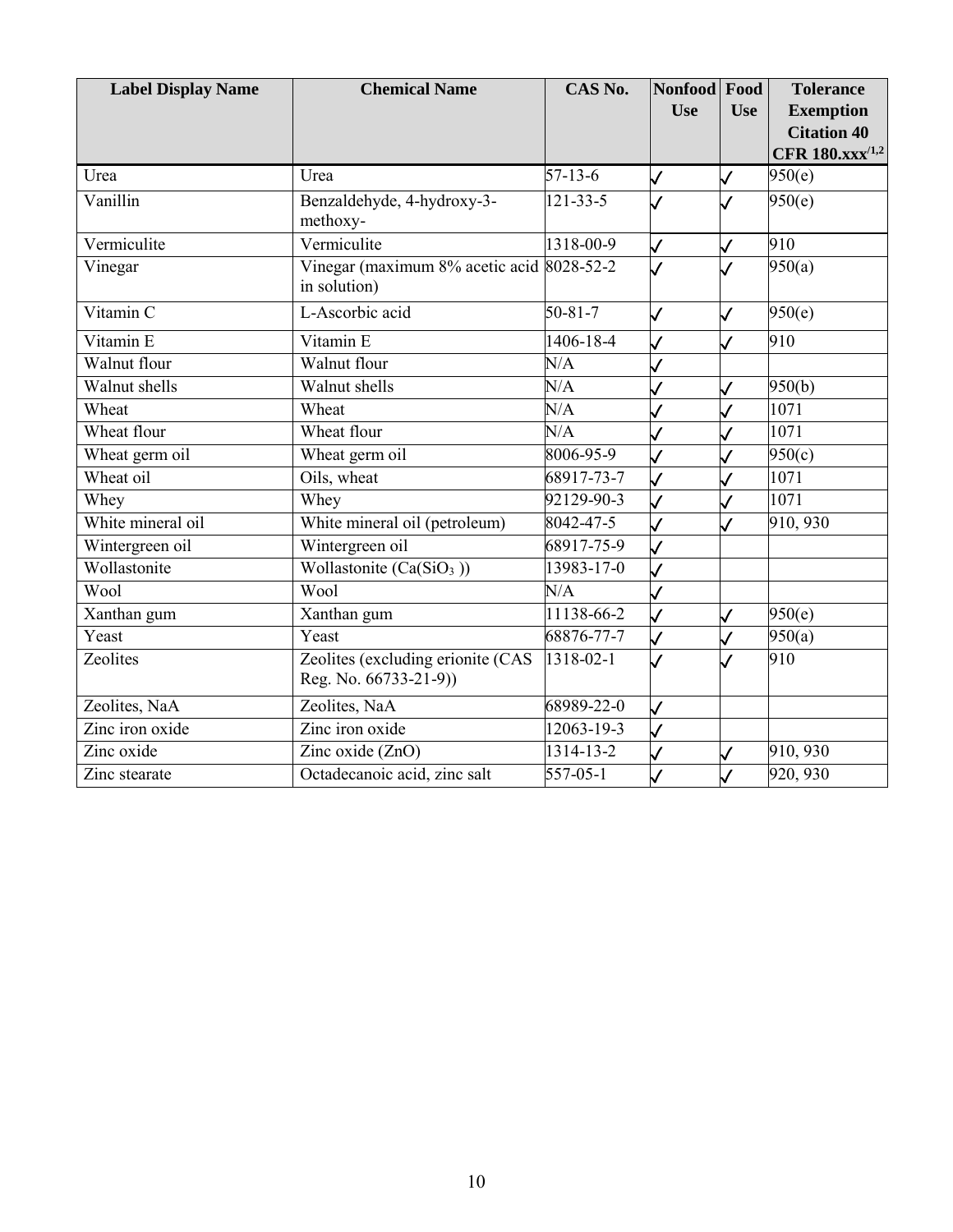| Label Display Name | Chemical Name | CAS No. | Nonfood Use | Food Use | Tolerance Exemption Citation 40 CFR 180.xxx[1,2] |
|---|---|---|---|---|---|
| Urea | Urea | 57-13-6 | ✓ | ✓ | 950(e) |
| Vanillin | Benzaldehyde, 4-hydroxy-3-methoxy- | 121-33-5 | ✓ | ✓ | 950(e) |
| Vermiculite | Vermiculite | 1318-00-9 | ✓ | ✓ | 910 |
| Vinegar | Vinegar (maximum 8% acetic acid in solution) | 8028-52-2 | ✓ | ✓ | 950(a) |
| Vitamin C | L-Ascorbic acid | 50-81-7 | ✓ | ✓ | 950(e) |
| Vitamin E | Vitamin E | 1406-18-4 | ✓ | ✓ | 910 |
| Walnut flour | Walnut flour | N/A | ✓ | | |
| Walnut shells | Walnut shells | N/A | ✓ | ✓ | 950(b) |
| Wheat | Wheat | N/A | ✓ | ✓ | 1071 |
| Wheat flour | Wheat flour | N/A | ✓ | ✓ | 1071 |
| Wheat germ oil | Wheat germ oil | 8006-95-9 | ✓ | ✓ | 950(c) |
| Wheat oil | Oils, wheat | 68917-73-7 | ✓ | ✓ | 1071 |
| Whey | Whey | 92129-90-3 | ✓ | ✓ | 1071 |
| White mineral oil | White mineral oil (petroleum) | 8042-47-5 | ✓ | ✓ | 910, 930 |
| Wintergreen oil | Wintergreen oil | 68917-75-9 | ✓ | | |
| Wollastonite | Wollastonite ($Ca(SiO_3)$) | 13983-17-0 | ✓ | | |
| Wool | Wool | N/A | ✓ | | |
| Xanthan gum | Xanthan gum | 11138-66-2 | ✓ | ✓ | 950(e) |
| Yeast | Yeast | 68876-77-7 | ✓ | ✓ | 950(a) |
| Zeolites | Zeolites (excluding erionite (CAS Reg. No. 66733-21-9)) | 1318-02-1 | ✓ | ✓ | 910 |
| Zeolites, NaA | Zeolites, NaA | 68989-22-0 | ✓ | | |
| Zinc iron oxide | Zinc iron oxide | 12063-19-3 | ✓ | | |
| Zinc oxide | Zinc oxide (ZnO) | 1314-13-2 | ✓ | ✓ | 910, 930 |
| Zinc stearate | Octadecanoic acid, zinc salt | 557-05-1 | ✓ | ✓ | 920, 930 |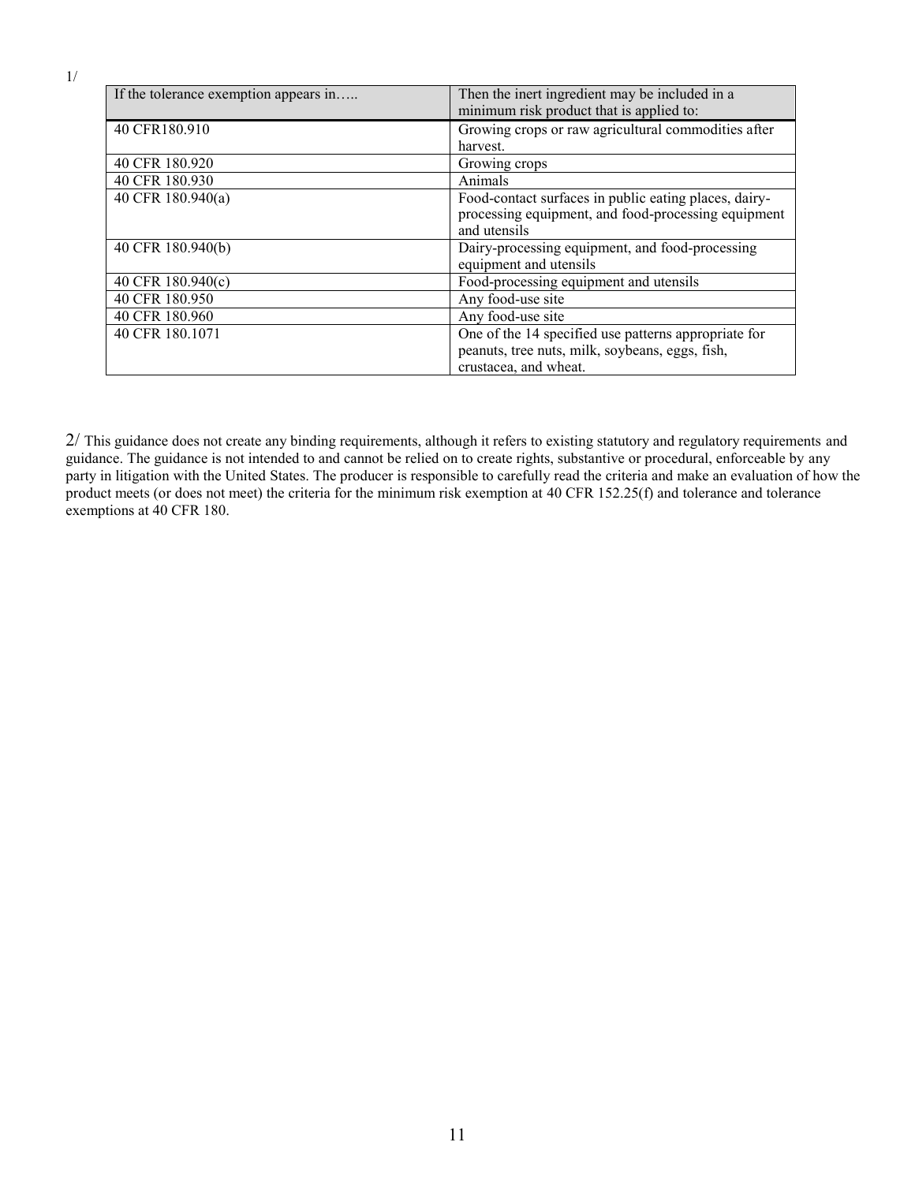1/

| If the tolerance exemption appears in….. | Then the inert ingredient may be included in a minimum risk product that is applied to: |
|---|---|
| 40 CFR180.910 | Growing crops or raw agricultural commodities after harvest. |
| 40 CFR 180.920 | Growing crops |
| 40 CFR 180.930 | Animals |
| 40 CFR 180.940(a) | Food-contact surfaces in public eating places, dairy-processing equipment, and food-processing equipment and utensils |
| 40 CFR 180.940(b) | Dairy-processing equipment, and food-processing equipment and utensils |
| 40 CFR 180.940(c) | Food-processing equipment and utensils |
| 40 CFR 180.950 | Any food-use site |
| 40 CFR 180.960 | Any food-use site |
| 40 CFR 180.1071 | One of the 14 specified use patterns appropriate for peanuts, tree nuts, milk, soybeans, eggs, fish, crustacea, and wheat. |

2/ This guidance does not create any binding requirements, although it refers to existing statutory and regulatory requirements and guidance. The guidance is not intended to and cannot be relied on to create rights, substantive or procedural, enforceable by any party in litigation with the United States. The producer is responsible to carefully read the criteria and make an evaluation of how the product meets (or does not meet) the criteria for the minimum risk exemption at 40 CFR 152.25(f) and tolerance and tolerance exemptions at 40 CFR 180.